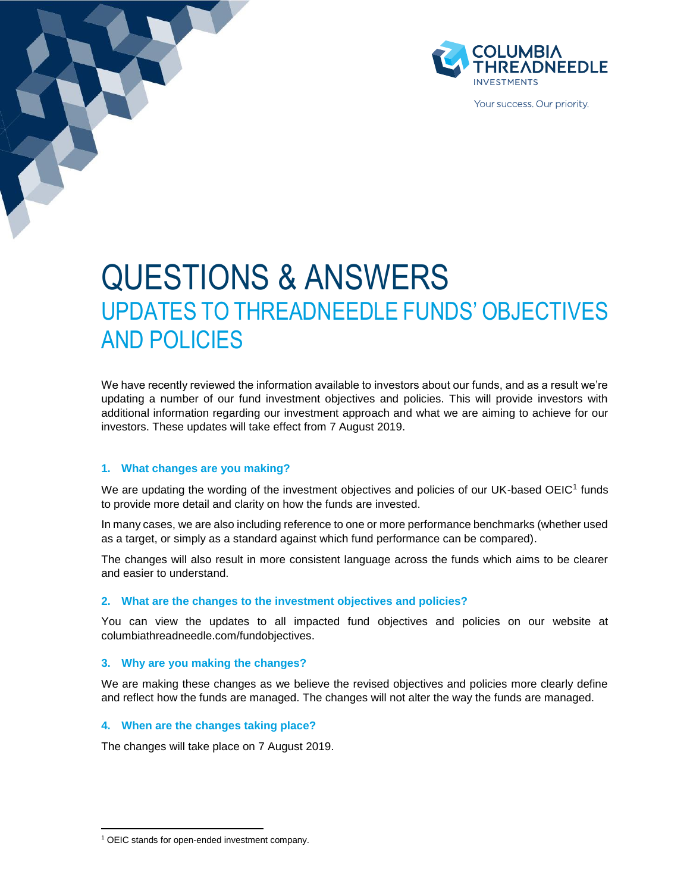# QUESTIONS & ANSWERS

## UPDATES TO THREADNEEDLE FUNDS' OBJECTIVES AND POLICIES

We have recently reviewed the information available to investors about our funds, and as a result we're updating a number of our fund investment objectives and policies. This will provide investors with additional information regarding our investment approach and what we are aiming to achieve for our investors. These updates will take effect from 7 August 2019.

### 1. What changes are you making?

We are updating the wording of the investment objectives and policies of our UK-based OEIC[1] funds to provide more detail and clarity on how the funds are invested.

In many cases, we are also including reference to one or more performance benchmarks (whether used as a target, or simply as a standard against which fund performance can be compared).

The changes will also result in more consistent language across the funds which aims to be clearer and easier to understand.

### 2. What are the changes to the investment objectives and policies?

You can view the updates to all impacted fund objectives and policies on our website at columbiathreadneedle.com/fundobjectives.

### 3. Why are you making the changes?

We are making these changes as we believe the revised objectives and policies more clearly define and reflect how the funds are managed. The changes will not alter the way the funds are managed.

### 4. When are the changes taking place?

The changes will take place on 7 August 2019.

---

[1] OEIC stands for open-ended investment company.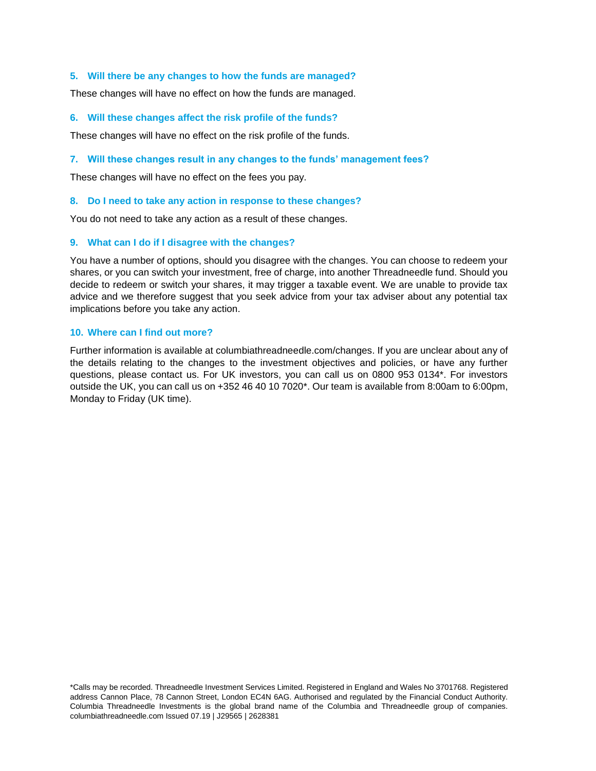### 5. Will there be any changes to how the funds are managed?

These changes will have no effect on how the funds are managed.

### 6. Will these changes affect the risk profile of the funds?

These changes will have no effect on the risk profile of the funds.

### 7. Will these changes result in any changes to the funds' management fees?

These changes will have no effect on the fees you pay.

### 8. Do I need to take any action in response to these changes?

You do not need to take any action as a result of these changes.

### 9. What can I do if I disagree with the changes?

You have a number of options, should you disagree with the changes. You can choose to redeem your shares, or you can switch your investment, free of charge, into another Threadneedle fund. Should you decide to redeem or switch your shares, it may trigger a taxable event. We are unable to provide tax advice and we therefore suggest that you seek advice from your tax adviser about any potential tax implications before you take any action.

### 10. Where can I find out more?

Further information is available at columbiathreadneedle.com/changes. If you are unclear about any of the details relating to the changes to the investment objectives and policies, or have any further questions, please contact us. For UK investors, you can call us on 0800 953 0134*. For investors outside the UK, you can call us on +352 46 40 10 7020*. Our team is available from 8:00am to 6:00pm, Monday to Friday (UK time).

*Calls may be recorded. Threadneedle Investment Services Limited. Registered in England and Wales No 3701768. Registered address Cannon Place, 78 Cannon Street, London EC4N 6AG. Authorised and regulated by the Financial Conduct Authority. Columbia Threadneedle Investments is the global brand name of the Columbia and Threadneedle group of companies. columbiathreadneedle.com Issued 07.19 | J29565 | 2628381